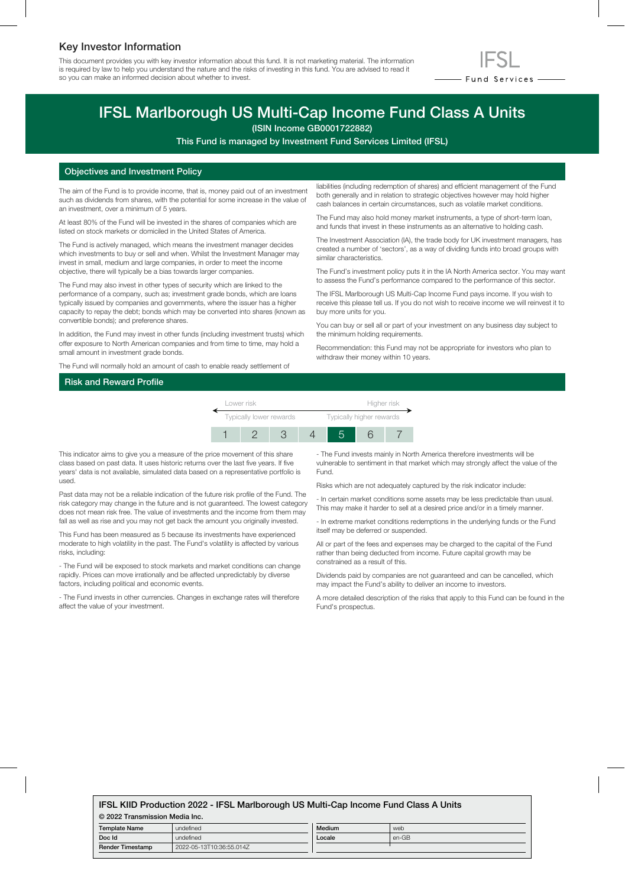## Key Investor Information

This document provides you with key investor information about this fund. It is not marketing material. The information is required by law to help you understand the nature and the risks of investing in this fund. You are advised to read it so you can make an informed decision about whether to invest.

IFSL Fund Services

# IFSL Marlborough US Multi-Cap Income Fund Class A Units

**(ISIN Income GB0001722882)**

**This Fund is managed by Investment Fund Services Limited (IFSL)**

## Objectives and Investment Policy

The aim of the Fund is to provide income, that is, money paid out of an investment such as dividends from shares, with the potential for some increase in the value of an investment, over a minimum of 5 years.

At least 80% of the Fund will be invested in the shares of companies which are listed on stock markets or domiciled in the United States of America.

The Fund is actively managed, which means the investment manager decides which investments to buy or sell and when. Whilst the Investment Manager may invest in small, medium and large companies, in order to meet the income objective, there will typically be a bias towards larger companies.

The Fund may also invest in other types of security which are linked to the performance of a company, such as; investment grade bonds, which are loans typically issued by companies and governments, where the issuer has a higher capacity to repay the debt; bonds which may be converted into shares (known as convertible bonds); and preference shares.

In addition, the Fund may invest in other funds (including investment trusts) which offer exposure to North American companies and from time to time, may hold a small amount in investment grade bonds.

The Fund will normally hold an amount of cash to enable ready settlement of liabilities (including redemption of shares) and efficient management of the Fund both generally and in relation to strategic objectives however may hold higher cash balances in certain circumstances, such as volatile market conditions.

The Fund may also hold money market instruments, a type of short-term loan, and funds that invest in these instruments as an alternative to holding cash.

The Investment Association (IA), the trade body for UK investment managers, has created a number of 'sectors', as a way of dividing funds into broad groups with similar characteristics.

The Fund's investment policy puts it in the IA North America sector. You may want to assess the Fund's performance compared to the performance of this sector.

The IFSL Marlborough US Multi-Cap Income Fund pays income. If you wish to receive this please tell us. If you do not wish to receive income we will reinvest it to buy more units for you.

You can buy or sell all or part of your investment on any business day subject to the minimum holding requirements.

Recommendation: this Fund may not be appropriate for investors who plan to withdraw their money within 10 years.

## Risk and Reward Profile

| Lower risk | | | | | | Higher risk |
|---|---|---|---|---|---|---|
| Typically lower rewards | | | | | | Typically higher rewards |
| 1 | 2 | 3 | 4 | **5** | 6 | 7 |

This indicator aims to give you a measure of the price movement of this share class based on past data. It uses historic returns over the last five years. If five years' data is not available, simulated data based on a representative portfolio is used.

Past data may not be a reliable indication of the future risk profile of the Fund. The risk category may change in the future and is not guaranteed. The lowest category does not mean risk free. The value of investments and the income from them may fall as well as rise and you may not get back the amount you originally invested.

This Fund has been measured as 5 because its investments have experienced moderate to high volatility in the past. The Fund's volatility is affected by various risks, including:

- The Fund will be exposed to stock markets and market conditions can change rapidly. Prices can move irrationally and be affected unpredictably by diverse factors, including political and economic events.

- The Fund invests in other currencies. Changes in exchange rates will therefore affect the value of your investment.

- The Fund invests mainly in North America therefore investments will be vulnerable to sentiment in that market which may strongly affect the value of the Fund.

Risks which are not adequately captured by the risk indicator include:

- In certain market conditions some assets may be less predictable than usual. This may make it harder to sell at a desired price and/or in a timely manner.

- In extreme market conditions redemptions in the underlying funds or the Fund itself may be deferred or suspended.

All or part of the fees and expenses may be charged to the capital of the Fund rather than being deducted from income. Future capital growth may be constrained as a result of this.

Dividends paid by companies are not guaranteed and can be cancelled, which may impact the Fund's ability to deliver an income to investors.

A more detailed description of the risks that apply to this Fund can be found in the Fund's prospectus.

**IFSL KIID Production 2022 - IFSL Marlborough US Multi-Cap Income Fund Class A Units**

**© 2022 Transmission Media Inc.**

| Template Name | undefined | Medium | web |
|---|---|---|---|
| Doc Id | undefined | Locale | en-GB |
| Render Timestamp | 2022-05-13T10:36:55.014Z | | |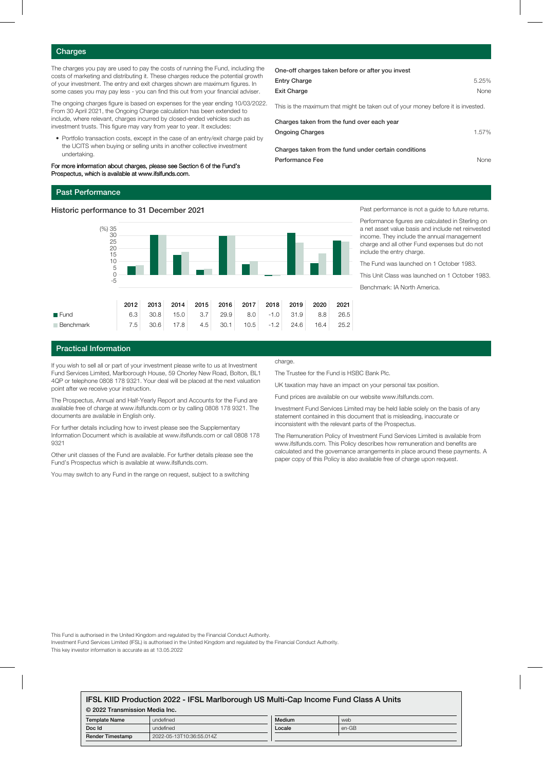## Charges

The charges you pay are used to pay the costs of running the Fund, including the costs of marketing and distributing it. These charges reduce the potential growth of your investment. The entry and exit charges shown are maximum figures. In some cases you may pay less - you can find this out from your financial adviser.

The ongoing charges figure is based on expenses for the year ending 10/03/2022. From 30 April 2021, the Ongoing Charge calculation has been extended to include, where relevant, charges incurred by closed-ended vehicles such as investment trusts. This figure may vary from year to year. It excludes:

- Portfolio transaction costs, except in the case of an entry/exit charge paid by the UCITS when buying or selling units in another collective investment undertaking.

For more information about charges, please see Section 6 of the Fund's Prospectus, which is available at www.ifslfunds.com.

| | |
|---|---|
| **One-off charges taken before or after you invest** | |
| **Entry Charge** | 5.25% |
| **Exit Charge** | None |
| This is the maximum that might be taken out of your money before it is invested. | |
| **Charges taken from the fund over each year** | |
| **Ongoing Charges** | 1.57% |
| **Charges taken from the fund under certain conditions** | |
| **Performance Fee** | None |

## Past Performance

### Historic performance to 31 December 2021

(%) 35
30
25
20
15
10
5
0
-5

| | 2012 | 2013 | 2014 | 2015 | 2016 | 2017 | 2018 | 2019 | 2020 | 2021 |
|---|---|---|---|---|---|---|---|---|---|---|
| Fund | 6.3 | 30.8 | 15.0 | 3.7 | 29.9 | 8.0 | -1.0 | 31.9 | 8.8 | 26.5 |
| Benchmark | 7.5 | 30.6 | 17.8 | 4.5 | 30.1 | 10.5 | -1.2 | 24.6 | 16.4 | 25.2 |

Past performance is not a guide to future returns.

Performance figures are calculated in Sterling on a net asset value basis and include net reinvested income. They include the annual management charge and all other Fund expenses but do not include the entry charge.

The Fund was launched on 1 October 1983.

This Unit Class was launched on 1 October 1983.

Benchmark: IA North America.

## Practical Information

If you wish to sell all or part of your investment please write to us at Investment Fund Services Limited, Marlborough House, 59 Chorley New Road, Bolton, BL1 4QP or telephone 0808 178 9321. Your deal will be placed at the next valuation point after we receive your instruction.

The Prospectus, Annual and Half-Yearly Report and Accounts for the Fund are available free of charge at www.ifslfunds.com or by calling 0808 178 9321. The documents are available in English only.

For further details including how to invest please see the Supplementary Information Document which is available at www.ifslfunds.com or call 0808 178 9321

Other unit classes of the Fund are available. For further details please see the Fund's Prospectus which is available at www.ifslfunds.com.

You may switch to any Fund in the range on request, subject to a switching charge.

The Trustee for the Fund is HSBC Bank Plc.

UK taxation may have an impact on your personal tax position.

Fund prices are available on our website www.ifslfunds.com.

Investment Fund Services Limited may be held liable solely on the basis of any statement contained in this document that is misleading, inaccurate or inconsistent with the relevant parts of the Prospectus.

The Remuneration Policy of Investment Fund Services Limited is available from www.ifslfunds.com. This Policy describes how remuneration and benefits are calculated and the governance arrangements in place around these payments. A paper copy of this Policy is also available free of charge upon request.

This Fund is authorised in the United Kingdom and regulated by the Financial Conduct Authority.
Investment Fund Services Limited (IFSL) is authorised in the United Kingdom and regulated by the Financial Conduct Authority.
This key investor information is accurate as at 13.05.2022